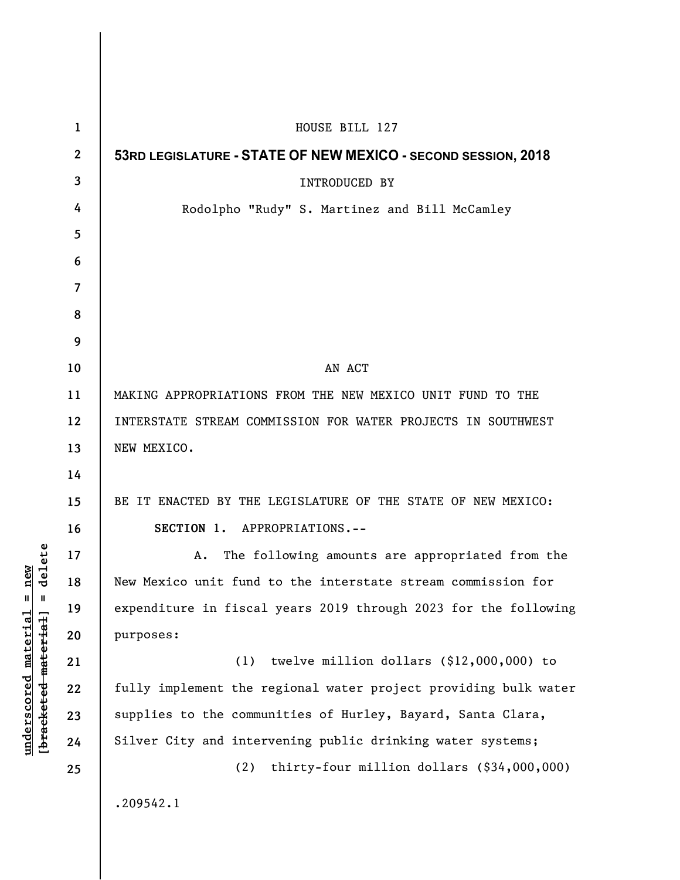HOUSE BILL 127

**53RD LEGISLATURE - STATE OF NEW MEXICO - SECOND SESSION, 2018**

INTRODUCED BY

Rodolpho "Rudy" S. Martinez and Bill McCamley

AN ACT

MAKING APPROPRIATIONS FROM THE NEW MEXICO UNIT FUND TO THE INTERSTATE STREAM COMMISSION FOR WATER PROJECTS IN SOUTHWEST NEW MEXICO.

BE IT ENACTED BY THE LEGISLATURE OF THE STATE OF NEW MEXICO:

**SECTION 1.** APPROPRIATIONS.--

A. The following amounts are appropriated from the New Mexico unit fund to the interstate stream commission for expenditure in fiscal years 2019 through 2023 for the following purposes:

(1) twelve million dollars ($12,000,000) to fully implement the regional water project providing bulk water supplies to the communities of Hurley, Bayard, Santa Clara, Silver City and intervening public drinking water systems;

(2) thirty-four million dollars ($34,000,000)

.209542.1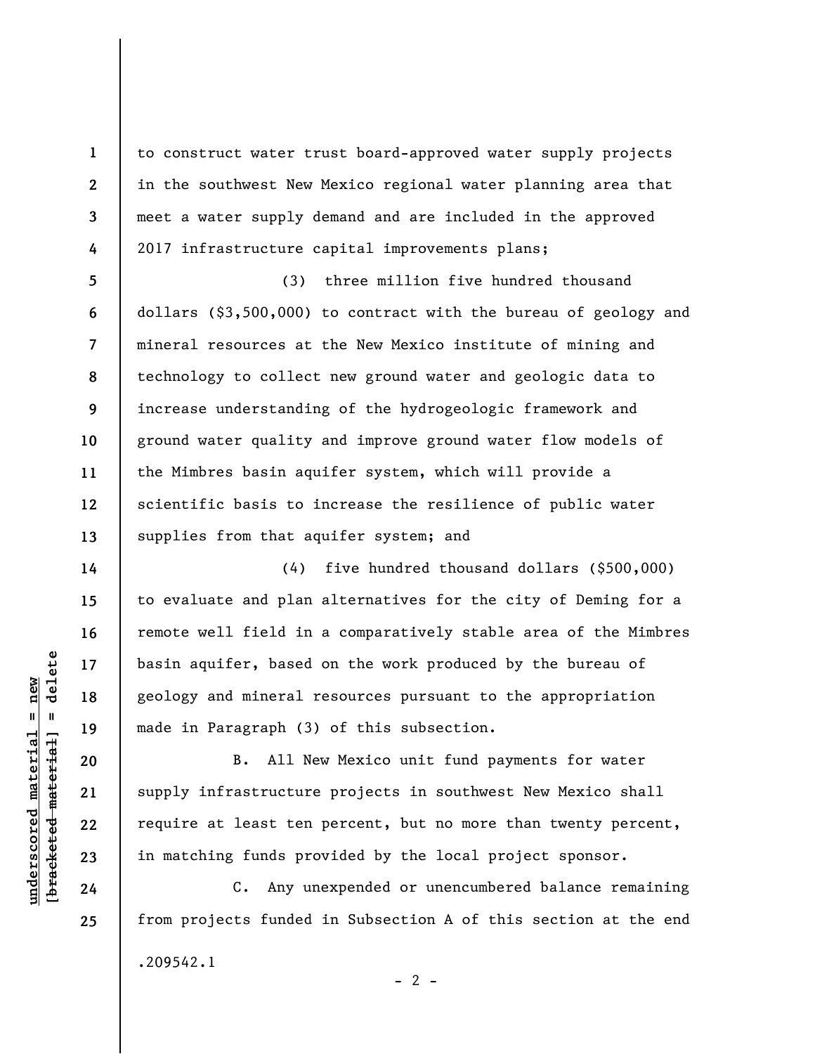to construct water trust board-approved water supply projects in the southwest New Mexico regional water planning area that meet a water supply demand and are included in the approved 2017 infrastructure capital improvements plans;

(3) three million five hundred thousand dollars ($3,500,000) to contract with the bureau of geology and mineral resources at the New Mexico institute of mining and technology to collect new ground water and geologic data to increase understanding of the hydrogeologic framework and ground water quality and improve ground water flow models of the Mimbres basin aquifer system, which will provide a scientific basis to increase the resilience of public water supplies from that aquifer system; and

(4) five hundred thousand dollars ($500,000) to evaluate and plan alternatives for the city of Deming for a remote well field in a comparatively stable area of the Mimbres basin aquifer, based on the work produced by the bureau of geology and mineral resources pursuant to the appropriation made in Paragraph (3) of this subsection.

B. All New Mexico unit fund payments for water supply infrastructure projects in southwest New Mexico shall require at least ten percent, but no more than twenty percent, in matching funds provided by the local project sponsor.

C. Any unexpended or unencumbered balance remaining from projects funded in Subsection A of this section at the end

.209542.1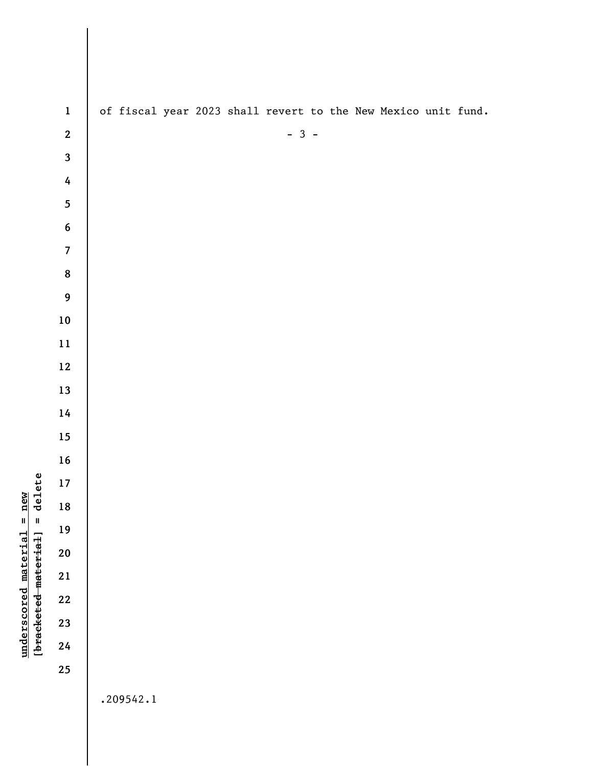of fiscal year 2023 shall revert to the New Mexico unit fund.

.209542.1